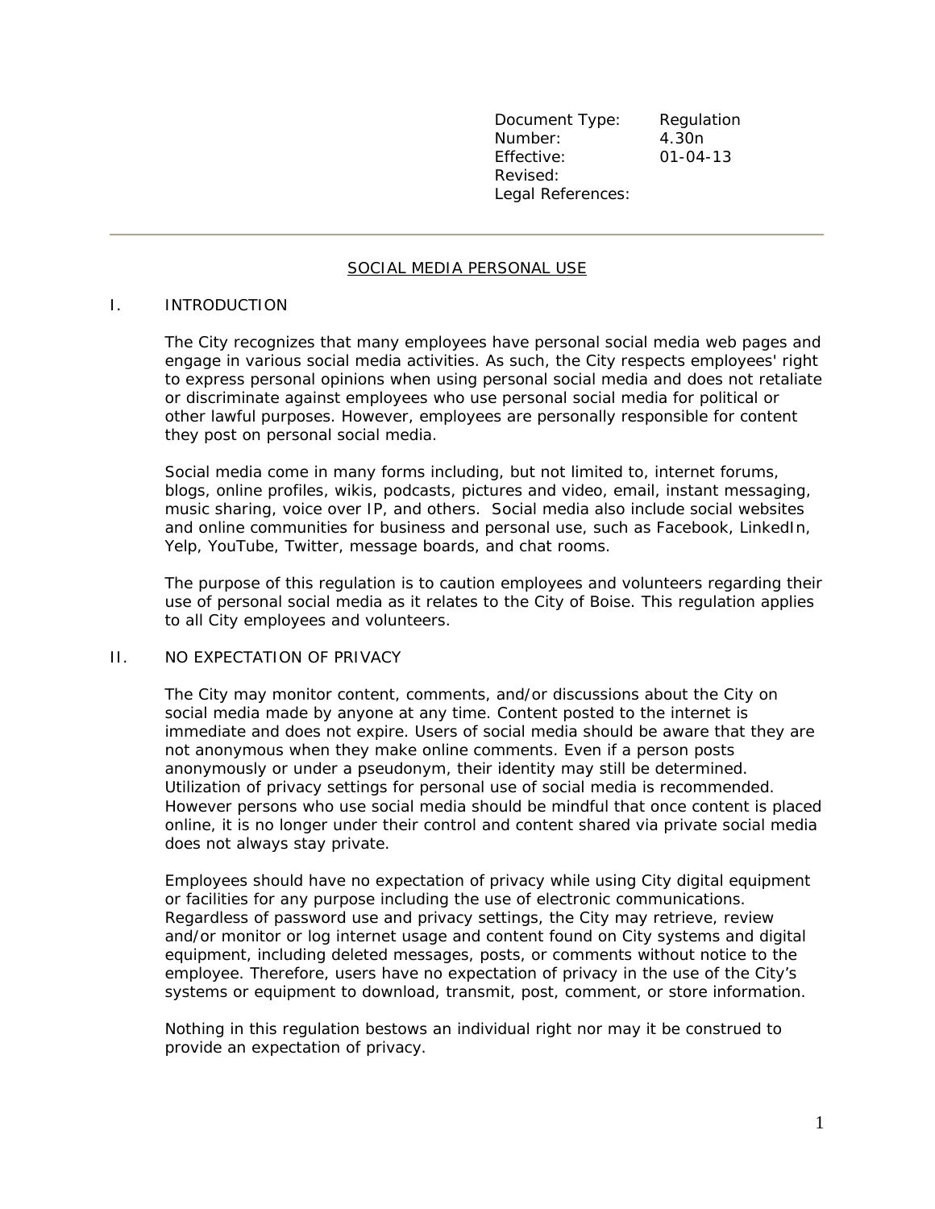| Document Type: | Regulation |
|---|---|
| Number: | 4.30n |
| Effective: | 01-04-13 |
| Revised: | |
| Legal References: | |

---

# SOCIAL MEDIA PERSONAL USE

## I. INTRODUCTION

The City recognizes that many employees have personal social media web pages and engage in various social media activities. As such, the City respects employees' right to express personal opinions when using personal social media and does not retaliate or discriminate against employees who use personal social media for political or other lawful purposes. However, employees are personally responsible for content they post on personal social media.

Social media come in many forms including, but not limited to, internet forums, blogs, online profiles, wikis, podcasts, pictures and video, email, instant messaging, music sharing, voice over IP, and others. Social media also include social websites and online communities for business and personal use, such as Facebook, LinkedIn, Yelp, YouTube, Twitter, message boards, and chat rooms.

The purpose of this regulation is to caution employees and volunteers regarding their use of personal social media as it relates to the City of Boise. This regulation applies to all City employees and volunteers.

## II. NO EXPECTATION OF PRIVACY

The City may monitor content, comments, and/or discussions about the City on social media made by anyone at any time. Content posted to the internet is immediate and does not expire. Users of social media should be aware that they are not anonymous when they make online comments. Even if a person posts anonymously or under a pseudonym, their identity may still be determined. Utilization of privacy settings for personal use of social media is recommended. However persons who use social media should be mindful that once content is placed online, it is no longer under their control and content shared via private social media does not always stay private.

Employees should have no expectation of privacy while using City digital equipment or facilities for any purpose including the use of electronic communications. Regardless of password use and privacy settings, the City may retrieve, review and/or monitor or log internet usage and content found on City systems and digital equipment, including deleted messages, posts, or comments without notice to the employee. Therefore, users have no expectation of privacy in the use of the City's systems or equipment to download, transmit, post, comment, or store information.

Nothing in this regulation bestows an individual right nor may it be construed to provide an expectation of privacy.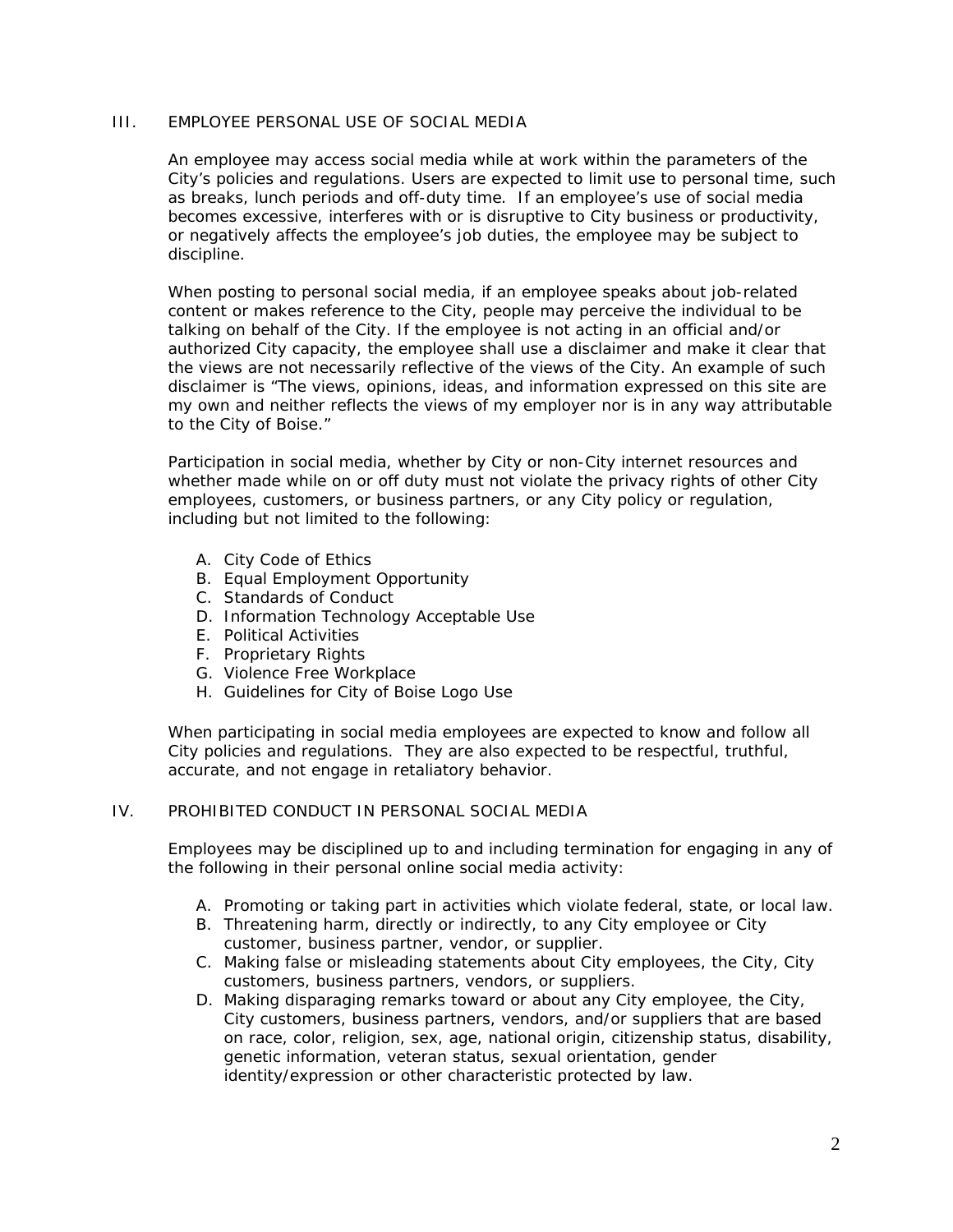## III. EMPLOYEE PERSONAL USE OF SOCIAL MEDIA

An employee may access social media while at work within the parameters of the City's policies and regulations. Users are expected to limit use to personal time, such as breaks, lunch periods and off-duty time. If an employee's use of social media becomes excessive, interferes with or is disruptive to City business or productivity, or negatively affects the employee's job duties, the employee may be subject to discipline.

When posting to personal social media, if an employee speaks about job-related content or makes reference to the City, people may perceive the individual to be talking on behalf of the City. If the employee is not acting in an official and/or authorized City capacity, the employee shall use a disclaimer and make it clear that the views are not necessarily reflective of the views of the City. An example of such disclaimer is "The views, opinions, ideas, and information expressed on this site are my own and neither reflects the views of my employer nor is in any way attributable to the City of Boise."

Participation in social media, whether by City or non-City internet resources and whether made while on or off duty must not violate the privacy rights of other City employees, customers, or business partners, or any City policy or regulation, including but not limited to the following:

A. City Code of Ethics
B. Equal Employment Opportunity
C. Standards of Conduct
D. Information Technology Acceptable Use
E. Political Activities
F. Proprietary Rights
G. Violence Free Workplace
H. Guidelines for City of Boise Logo Use

When participating in social media employees are expected to know and follow all City policies and regulations. They are also expected to be respectful, truthful, accurate, and not engage in retaliatory behavior.

## IV. PROHIBITED CONDUCT IN PERSONAL SOCIAL MEDIA

Employees may be disciplined up to and including termination for engaging in any of the following in their personal online social media activity:

A. Promoting or taking part in activities which violate federal, state, or local law.
B. Threatening harm, directly or indirectly, to any City employee or City customer, business partner, vendor, or supplier.
C. Making false or misleading statements about City employees, the City, City customers, business partners, vendors, or suppliers.
D. Making disparaging remarks toward or about any City employee, the City, City customers, business partners, vendors, and/or suppliers that are based on race, color, religion, sex, age, national origin, citizenship status, disability, genetic information, veteran status, sexual orientation, gender identity/expression or other characteristic protected by law.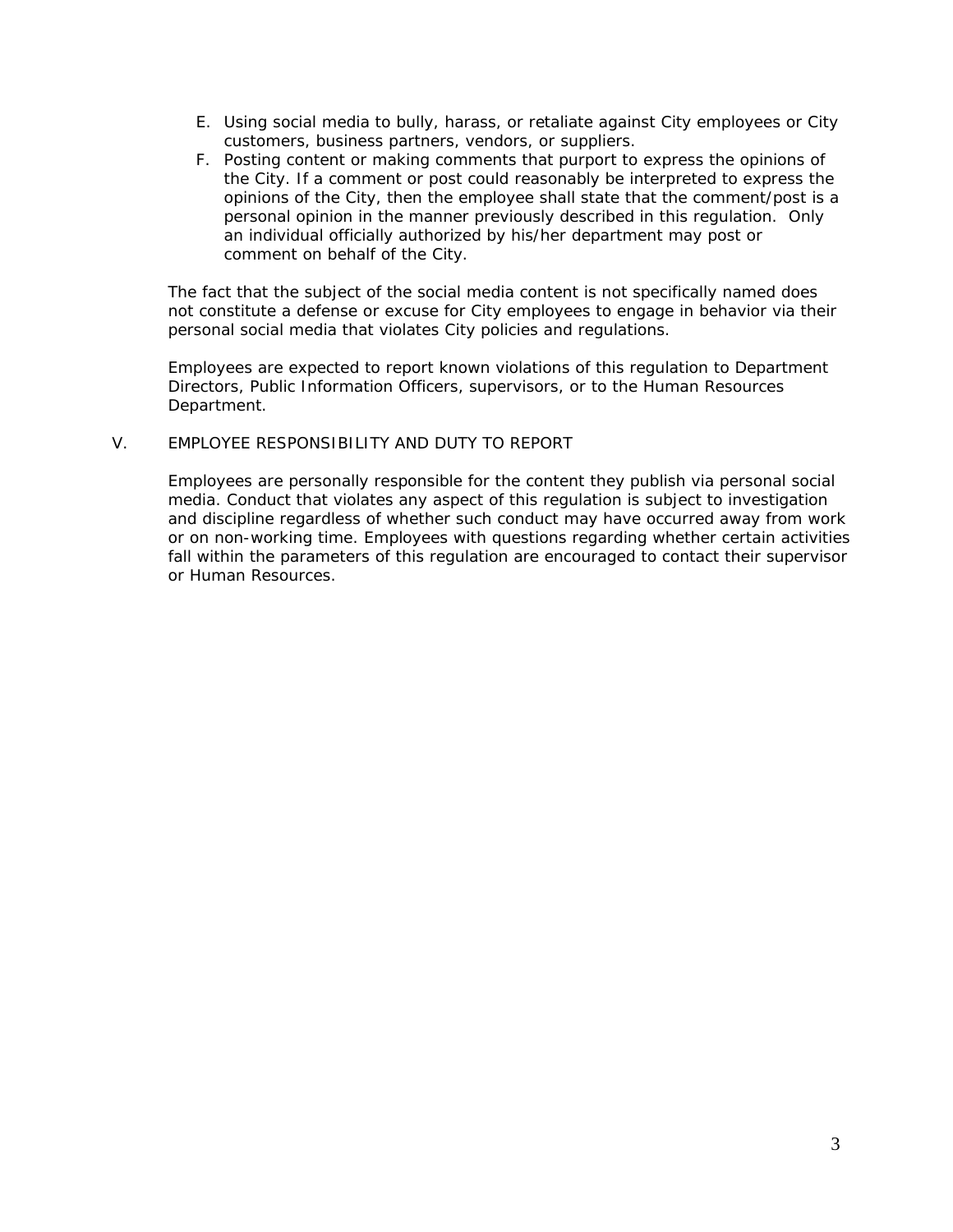E. Using social media to bully, harass, or retaliate against City employees or City customers, business partners, vendors, or suppliers.
F. Posting content or making comments that purport to express the opinions of the City. If a comment or post could reasonably be interpreted to express the opinions of the City, then the employee shall state that the comment/post is a personal opinion in the manner previously described in this regulation. Only an individual officially authorized by his/her department may post or comment on behalf of the City.

The fact that the subject of the social media content is not specifically named does not constitute a defense or excuse for City employees to engage in behavior via their personal social media that violates City policies and regulations.

Employees are expected to report known violations of this regulation to Department Directors, Public Information Officers, supervisors, or to the Human Resources Department.

## V. EMPLOYEE RESPONSIBILITY AND DUTY TO REPORT

Employees are personally responsible for the content they publish via personal social media. Conduct that violates any aspect of this regulation is subject to investigation and discipline regardless of whether such conduct may have occurred away from work or on non-working time. Employees with questions regarding whether certain activities fall within the parameters of this regulation are encouraged to contact their supervisor or Human Resources.